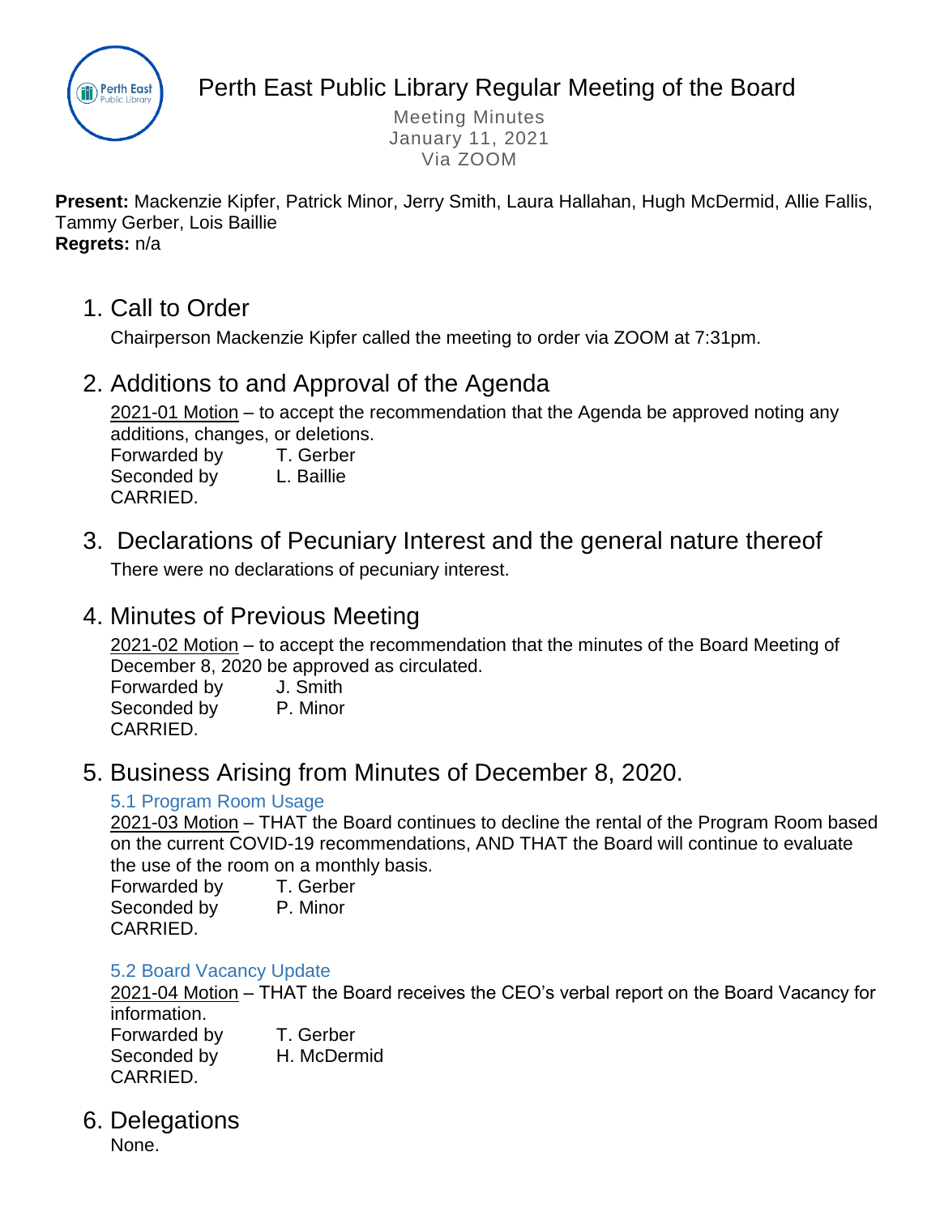# Perth East Public Library Regular Meeting of the Board

Meeting Minutes
January 11, 2021
Via ZOOM

**Present:** Mackenzie Kipfer, Patrick Minor, Jerry Smith, Laura Hallahan, Hugh McDermid, Allie Fallis, Tammy Gerber, Lois Baillie
**Regrets:** n/a

## 1. Call to Order

Chairperson Mackenzie Kipfer called the meeting to order via ZOOM at 7:31pm.

## 2. Additions to and Approval of the Agenda

2021-01 Motion – to accept the recommendation that the Agenda be approved noting any additions, changes, or deletions.
Forwarded by T. Gerber
Seconded by L. Baillie
CARRIED.

## 3. Declarations of Pecuniary Interest and the general nature thereof

There were no declarations of pecuniary interest.

## 4. Minutes of Previous Meeting

2021-02 Motion – to accept the recommendation that the minutes of the Board Meeting of December 8, 2020 be approved as circulated.
Forwarded by J. Smith
Seconded by P. Minor
CARRIED.

## 5. Business Arising from Minutes of December 8, 2020.

### 5.1 Program Room Usage

2021-03 Motion – THAT the Board continues to decline the rental of the Program Room based on the current COVID-19 recommendations, AND THAT the Board will continue to evaluate the use of the room on a monthly basis.
Forwarded by T. Gerber
Seconded by P. Minor
CARRIED.

### 5.2 Board Vacancy Update

2021-04 Motion – THAT the Board receives the CEO's verbal report on the Board Vacancy for information.
Forwarded by T. Gerber
Seconded by H. McDermid
CARRIED.

## 6. Delegations

None.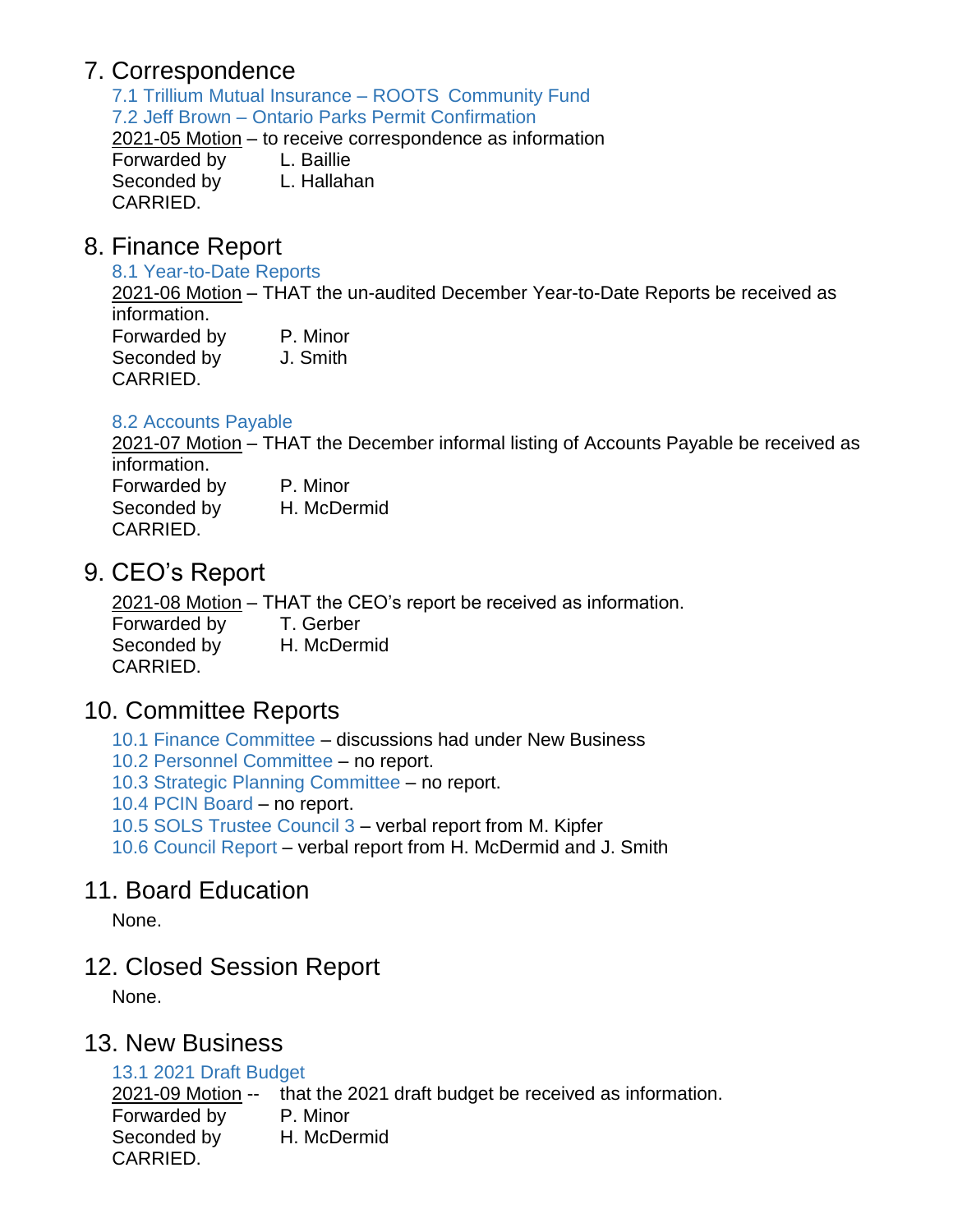## 7. Correspondence

7.1 Trillium Mutual Insurance – ROOTS Community Fund
7.2 Jeff Brown – Ontario Parks Permit Confirmation

2021-05 Motion – to receive correspondence as information
Forwarded by L. Baillie
Seconded by L. Hallahan
CARRIED.

## 8. Finance Report

8.1 Year-to-Date Reports

2021-06 Motion – THAT the un-audited December Year-to-Date Reports be received as information.
Forwarded by P. Minor
Seconded by J. Smith
CARRIED.

8.2 Accounts Payable

2021-07 Motion – THAT the December informal listing of Accounts Payable be received as information.
Forwarded by P. Minor
Seconded by H. McDermid
CARRIED.

## 9. CEO's Report

2021-08 Motion – THAT the CEO's report be received as information.
Forwarded by T. Gerber
Seconded by H. McDermid
CARRIED.

## 10. Committee Reports

10.1 Finance Committee – discussions had under New Business
10.2 Personnel Committee – no report.
10.3 Strategic Planning Committee – no report.
10.4 PCIN Board – no report.
10.5 SOLS Trustee Council 3 – verbal report from M. Kipfer
10.6 Council Report – verbal report from H. McDermid and J. Smith

## 11. Board Education

None.

## 12. Closed Session Report

None.

## 13. New Business

13.1 2021 Draft Budget

2021-09 Motion -- that the 2021 draft budget be received as information.
Forwarded by P. Minor
Seconded by H. McDermid
CARRIED.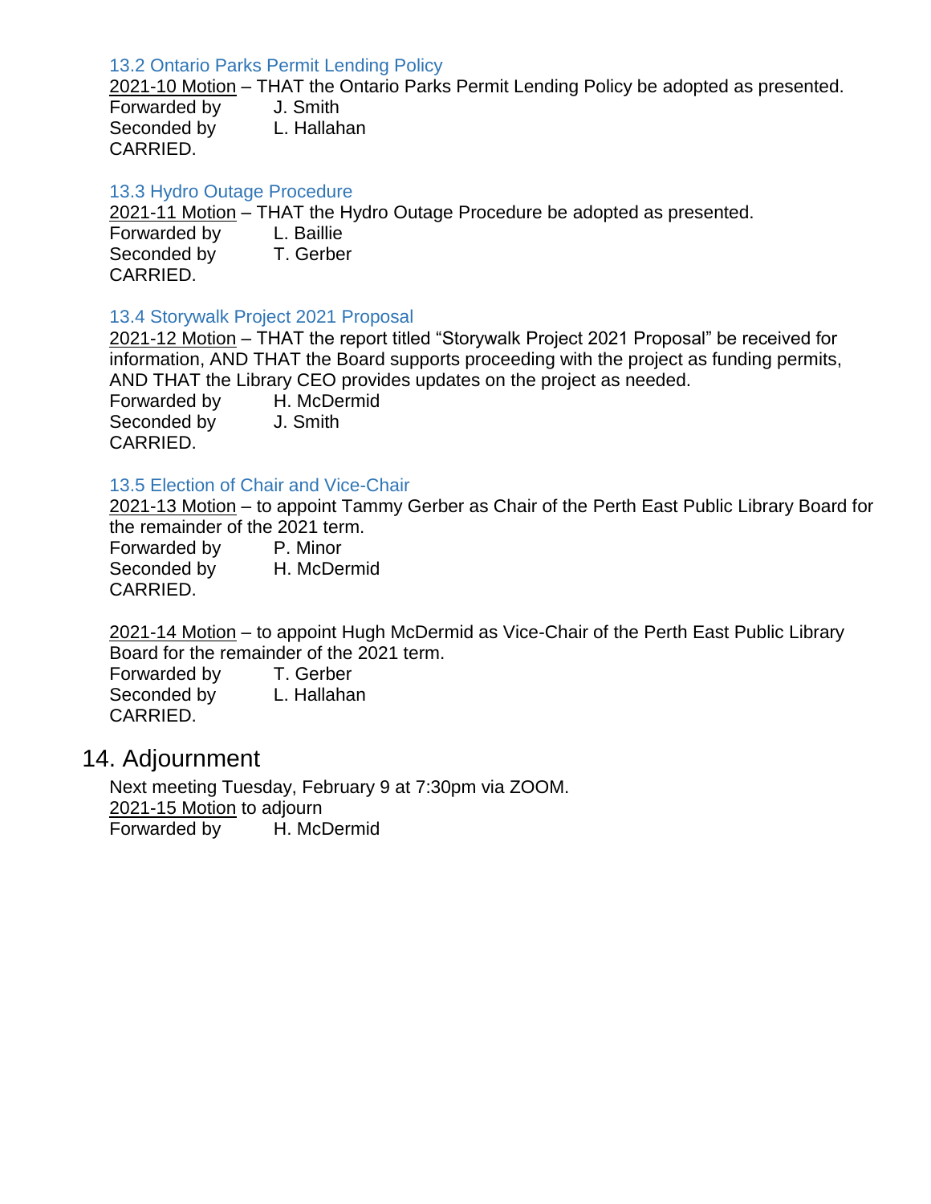### 13.2 Ontario Parks Permit Lending Policy

2021-10 Motion – THAT the Ontario Parks Permit Lending Policy be adopted as presented.
Forwarded by J. Smith
Seconded by L. Hallahan
CARRIED.

### 13.3 Hydro Outage Procedure

2021-11 Motion – THAT the Hydro Outage Procedure be adopted as presented.
Forwarded by L. Baillie
Seconded by T. Gerber
CARRIED.

### 13.4 Storywalk Project 2021 Proposal

2021-12 Motion – THAT the report titled "Storywalk Project 2021 Proposal" be received for information, AND THAT the Board supports proceeding with the project as funding permits, AND THAT the Library CEO provides updates on the project as needed.
Forwarded by H. McDermid
Seconded by J. Smith
CARRIED.

### 13.5 Election of Chair and Vice-Chair

2021-13 Motion – to appoint Tammy Gerber as Chair of the Perth East Public Library Board for the remainder of the 2021 term.
Forwarded by P. Minor
Seconded by H. McDermid
CARRIED.

2021-14 Motion – to appoint Hugh McDermid as Vice-Chair of the Perth East Public Library Board for the remainder of the 2021 term.
Forwarded by T. Gerber
Seconded by L. Hallahan
CARRIED.

## 14. Adjournment

Next meeting Tuesday, February 9 at 7:30pm via ZOOM.
2021-15 Motion to adjourn
Forwarded by H. McDermid